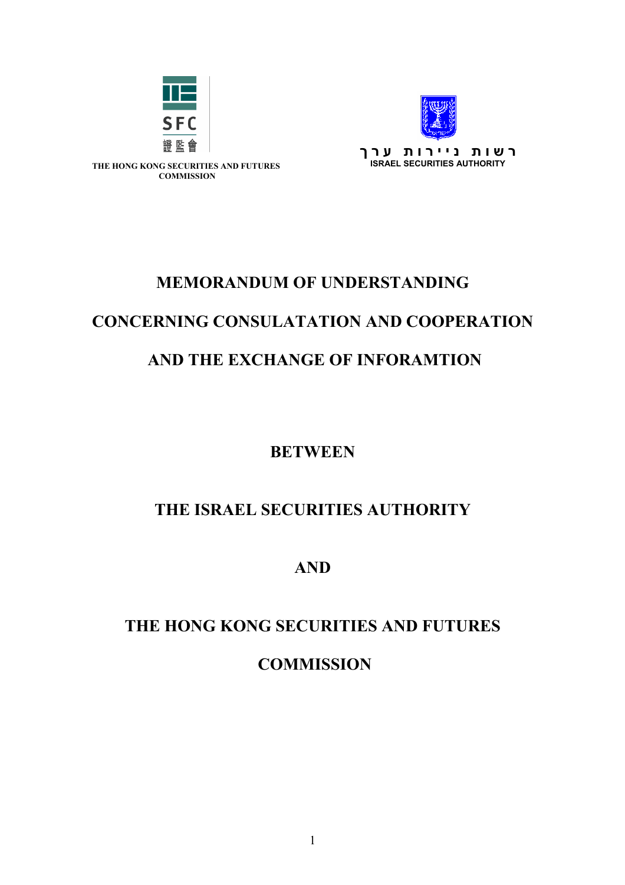THE HONG KONG SECURITIES AND FUTURES COMMISSION

רשות ניירות ערך

ISRAEL SECURITIES AUTHORITY

# MEMORANDUM OF UNDERSTANDING

# CONCERNING CONSULATATION AND COOPERATION

# AND THE EXCHANGE OF INFORAMTION

## BETWEEN

## THE ISRAEL SECURITIES AUTHORITY

## AND

## THE HONG KONG SECURITIES AND FUTURES COMMISSION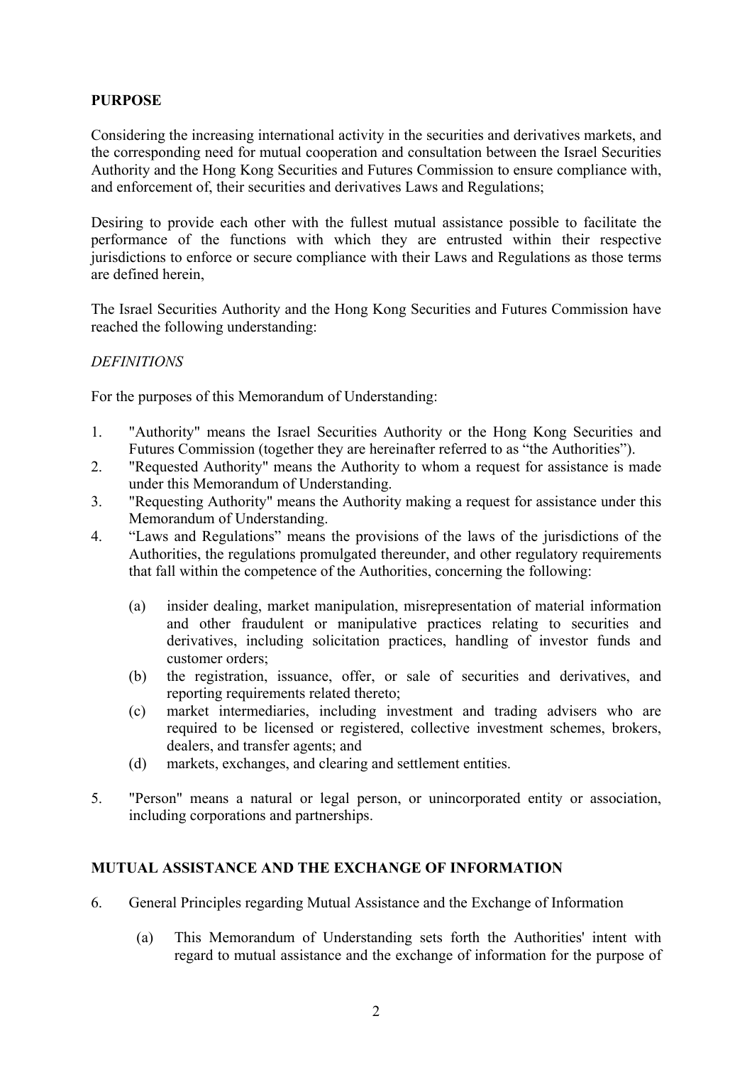**PURPOSE**

Considering the increasing international activity in the securities and derivatives markets, and the corresponding need for mutual cooperation and consultation between the Israel Securities Authority and the Hong Kong Securities and Futures Commission to ensure compliance with, and enforcement of, their securities and derivatives Laws and Regulations;

Desiring to provide each other with the fullest mutual assistance possible to facilitate the performance of the functions with which they are entrusted within their respective jurisdictions to enforce or secure compliance with their Laws and Regulations as those terms are defined herein,

The Israel Securities Authority and the Hong Kong Securities and Futures Commission have reached the following understanding:

*DEFINITIONS*

For the purposes of this Memorandum of Understanding:

1. "Authority" means the Israel Securities Authority or the Hong Kong Securities and Futures Commission (together they are hereinafter referred to as "the Authorities").
2. "Requested Authority" means the Authority to whom a request for assistance is made under this Memorandum of Understanding.
3. "Requesting Authority" means the Authority making a request for assistance under this Memorandum of Understanding.
4. "Laws and Regulations" means the provisions of the laws of the jurisdictions of the Authorities, the regulations promulgated thereunder, and other regulatory requirements that fall within the competence of the Authorities, concerning the following:

   (a) insider dealing, market manipulation, misrepresentation of material information and other fraudulent or manipulative practices relating to securities and derivatives, including solicitation practices, handling of investor funds and customer orders;

   (b) the registration, issuance, offer, or sale of securities and derivatives, and reporting requirements related thereto;

   (c) market intermediaries, including investment and trading advisers who are required to be licensed or registered, collective investment schemes, brokers, dealers, and transfer agents; and

   (d) markets, exchanges, and clearing and settlement entities.

5. "Person" means a natural or legal person, or unincorporated entity or association, including corporations and partnerships.

**MUTUAL ASSISTANCE AND THE EXCHANGE OF INFORMATION**

6. General Principles regarding Mutual Assistance and the Exchange of Information

   (a) This Memorandum of Understanding sets forth the Authorities' intent with regard to mutual assistance and the exchange of information for the purpose of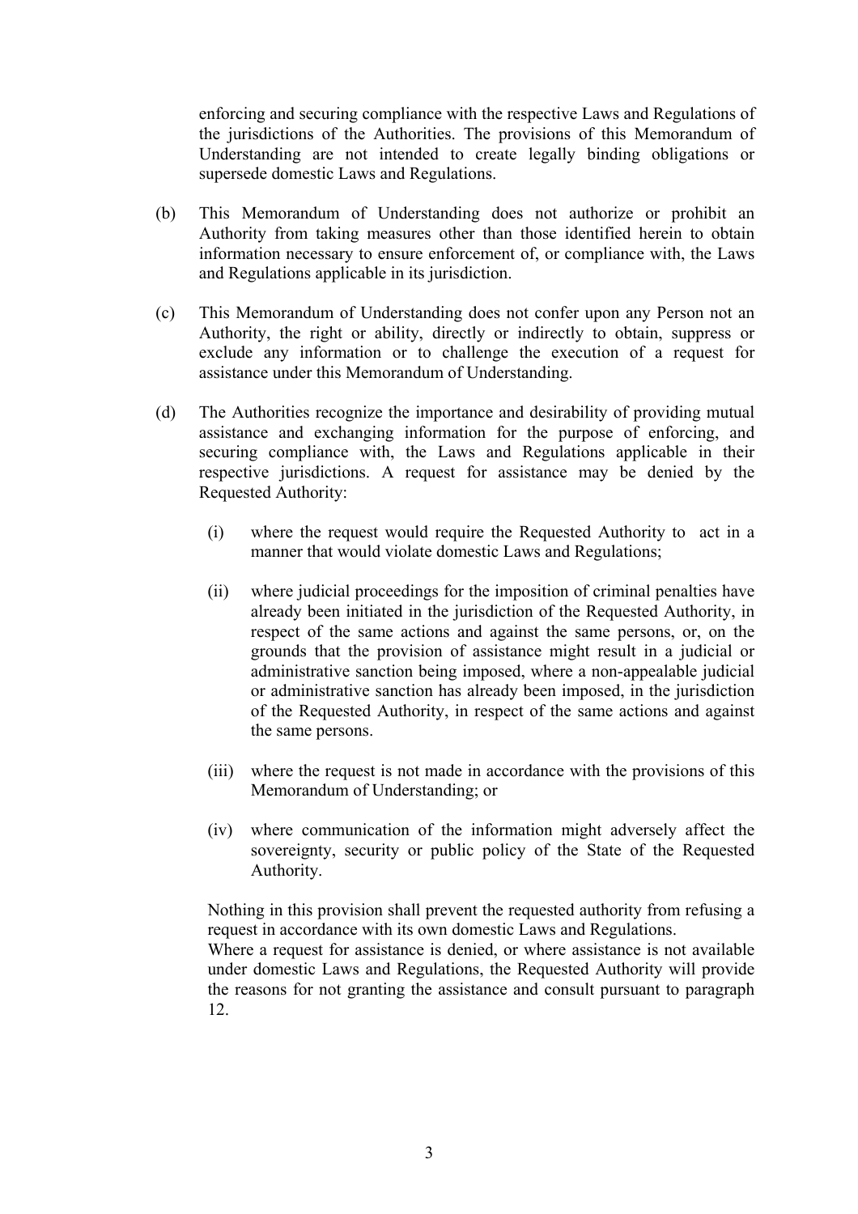enforcing and securing compliance with the respective Laws and Regulations of the jurisdictions of the Authorities. The provisions of this Memorandum of Understanding are not intended to create legally binding obligations or supersede domestic Laws and Regulations.

(b) This Memorandum of Understanding does not authorize or prohibit an Authority from taking measures other than those identified herein to obtain information necessary to ensure enforcement of, or compliance with, the Laws and Regulations applicable in its jurisdiction.

(c) This Memorandum of Understanding does not confer upon any Person not an Authority, the right or ability, directly or indirectly to obtain, suppress or exclude any information or to challenge the execution of a request for assistance under this Memorandum of Understanding.

(d) The Authorities recognize the importance and desirability of providing mutual assistance and exchanging information for the purpose of enforcing, and securing compliance with, the Laws and Regulations applicable in their respective jurisdictions. A request for assistance may be denied by the Requested Authority:

   (i) where the request would require the Requested Authority to act in a manner that would violate domestic Laws and Regulations;

   (ii) where judicial proceedings for the imposition of criminal penalties have already been initiated in the jurisdiction of the Requested Authority, in respect of the same actions and against the same persons, or, on the grounds that the provision of assistance might result in a judicial or administrative sanction being imposed, where a non-appealable judicial or administrative sanction has already been imposed, in the jurisdiction of the Requested Authority, in respect of the same actions and against the same persons.

   (iii) where the request is not made in accordance with the provisions of this Memorandum of Understanding; or

   (iv) where communication of the information might adversely affect the sovereignty, security or public policy of the State of the Requested Authority.

Nothing in this provision shall prevent the requested authority from refusing a request in accordance with its own domestic Laws and Regulations.
Where a request for assistance is denied, or where assistance is not available under domestic Laws and Regulations, the Requested Authority will provide the reasons for not granting the assistance and consult pursuant to paragraph 12.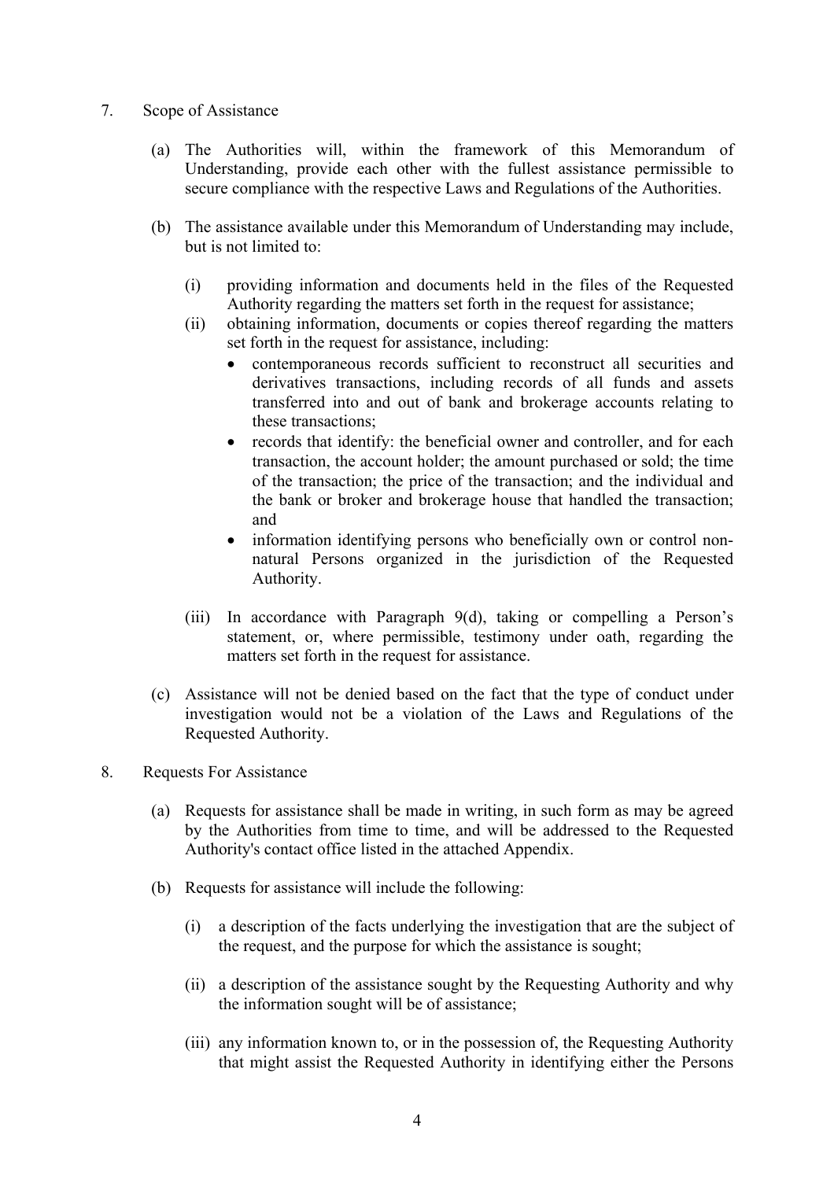7. Scope of Assistance

   (a) The Authorities will, within the framework of this Memorandum of Understanding, provide each other with the fullest assistance permissible to secure compliance with the respective Laws and Regulations of the Authorities.

   (b) The assistance available under this Memorandum of Understanding may include, but is not limited to:

      (i) providing information and documents held in the files of the Requested Authority regarding the matters set forth in the request for assistance;

      (ii) obtaining information, documents or copies thereof regarding the matters set forth in the request for assistance, including:

         - contemporaneous records sufficient to reconstruct all securities and derivatives transactions, including records of all funds and assets transferred into and out of bank and brokerage accounts relating to these transactions;
         - records that identify: the beneficial owner and controller, and for each transaction, the account holder; the amount purchased or sold; the time of the transaction; the price of the transaction; and the individual and the bank or broker and brokerage house that handled the transaction; and
         - information identifying persons who beneficially own or control non-natural Persons organized in the jurisdiction of the Requested Authority.

      (iii) In accordance with Paragraph 9(d), taking or compelling a Person's statement, or, where permissible, testimony under oath, regarding the matters set forth in the request for assistance.

   (c) Assistance will not be denied based on the fact that the type of conduct under investigation would not be a violation of the Laws and Regulations of the Requested Authority.

8. Requests For Assistance

   (a) Requests for assistance shall be made in writing, in such form as may be agreed by the Authorities from time to time, and will be addressed to the Requested Authority's contact office listed in the attached Appendix.

   (b) Requests for assistance will include the following:

      (i) a description of the facts underlying the investigation that are the subject of the request, and the purpose for which the assistance is sought;

      (ii) a description of the assistance sought by the Requesting Authority and why the information sought will be of assistance;

      (iii) any information known to, or in the possession of, the Requesting Authority that might assist the Requested Authority in identifying either the Persons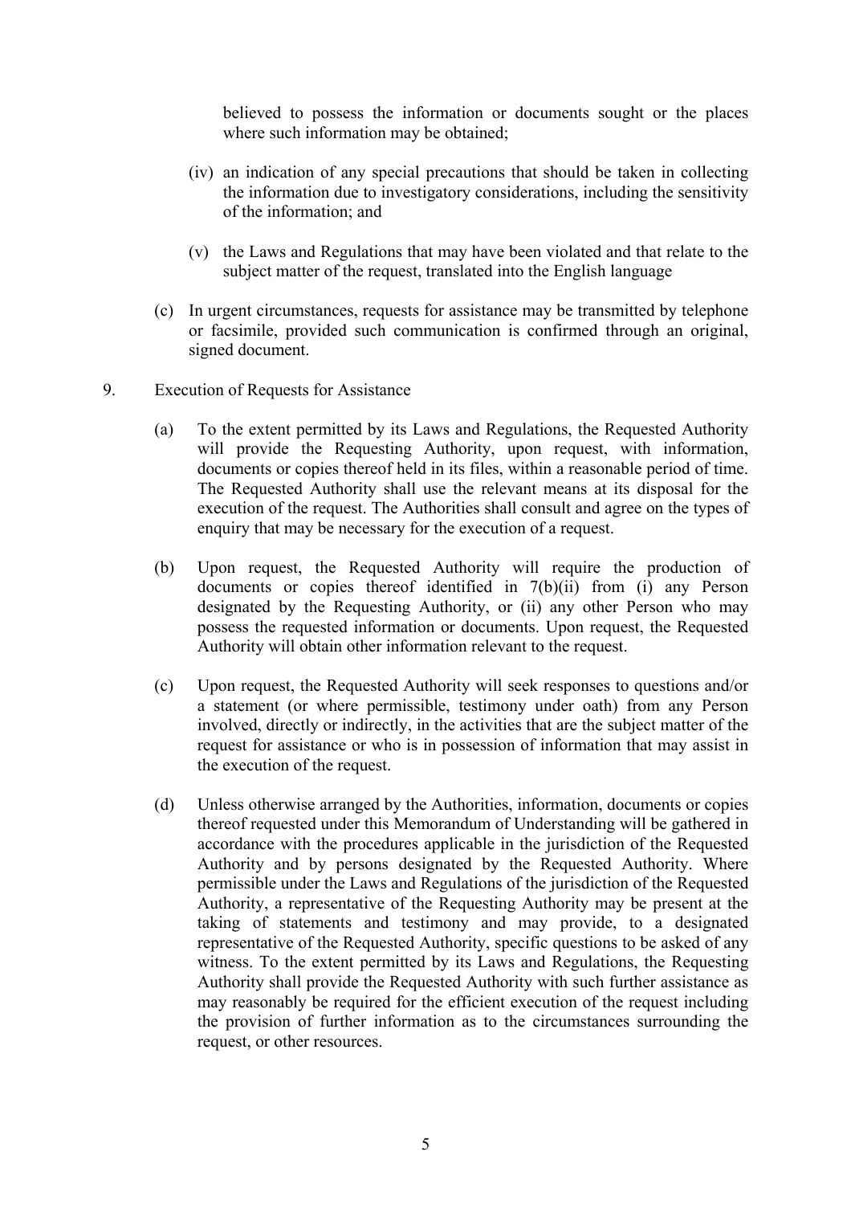believed to possess the information or documents sought or the places where such information may be obtained;

(iv) an indication of any special precautions that should be taken in collecting the information due to investigatory considerations, including the sensitivity of the information; and

(v) the Laws and Regulations that may have been violated and that relate to the subject matter of the request, translated into the English language

(c) In urgent circumstances, requests for assistance may be transmitted by telephone or facsimile, provided such communication is confirmed through an original, signed document.

9. Execution of Requests for Assistance

(a) To the extent permitted by its Laws and Regulations, the Requested Authority will provide the Requesting Authority, upon request, with information, documents or copies thereof held in its files, within a reasonable period of time. The Requested Authority shall use the relevant means at its disposal for the execution of the request. The Authorities shall consult and agree on the types of enquiry that may be necessary for the execution of a request.

(b) Upon request, the Requested Authority will require the production of documents or copies thereof identified in 7(b)(ii) from (i) any Person designated by the Requesting Authority, or (ii) any other Person who may possess the requested information or documents. Upon request, the Requested Authority will obtain other information relevant to the request.

(c) Upon request, the Requested Authority will seek responses to questions and/or a statement (or where permissible, testimony under oath) from any Person involved, directly or indirectly, in the activities that are the subject matter of the request for assistance or who is in possession of information that may assist in the execution of the request.

(d) Unless otherwise arranged by the Authorities, information, documents or copies thereof requested under this Memorandum of Understanding will be gathered in accordance with the procedures applicable in the jurisdiction of the Requested Authority and by persons designated by the Requested Authority. Where permissible under the Laws and Regulations of the jurisdiction of the Requested Authority, a representative of the Requesting Authority may be present at the taking of statements and testimony and may provide, to a designated representative of the Requested Authority, specific questions to be asked of any witness. To the extent permitted by its Laws and Regulations, the Requesting Authority shall provide the Requested Authority with such further assistance as may reasonably be required for the efficient execution of the request including the provision of further information as to the circumstances surrounding the request, or other resources.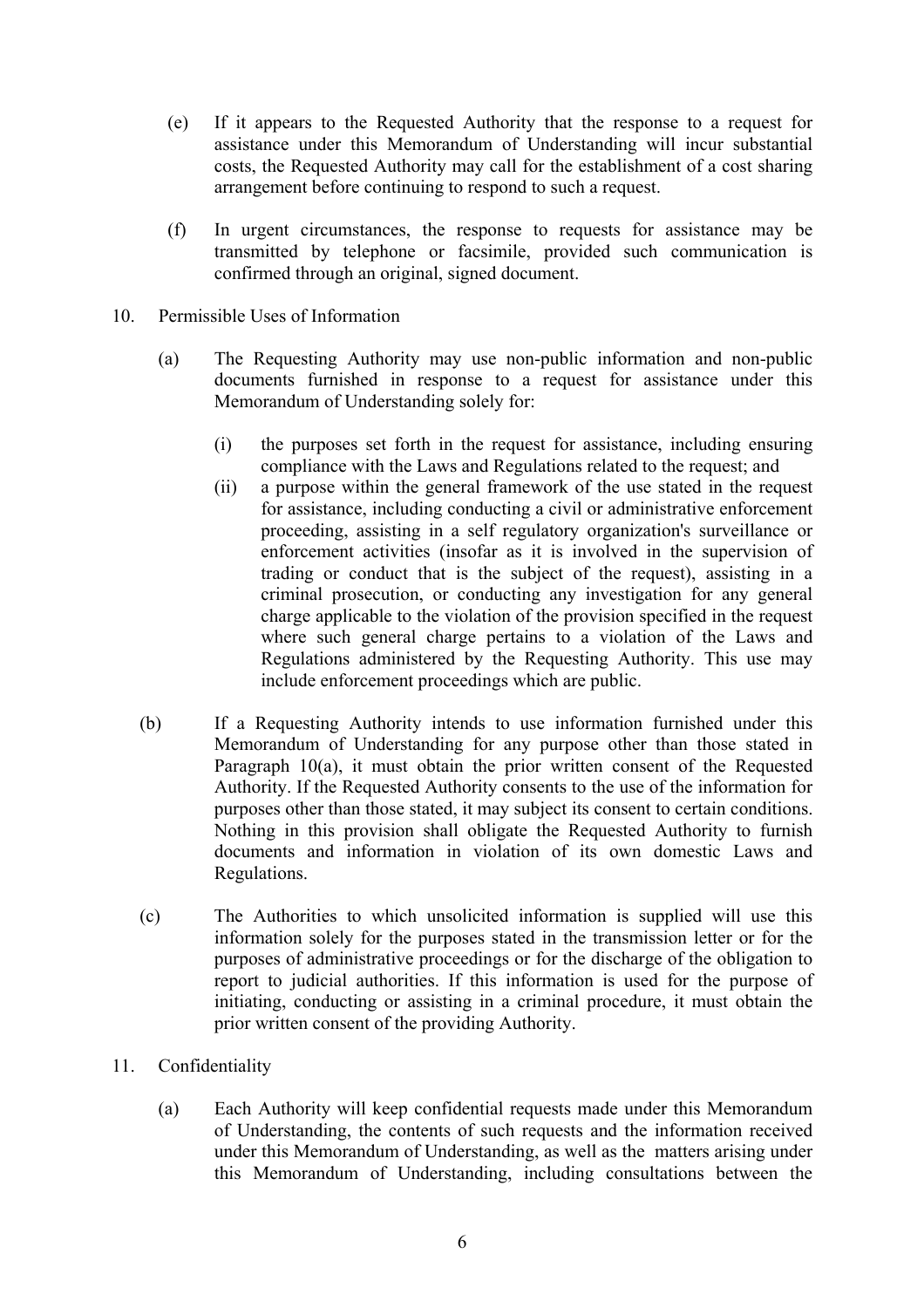(e) If it appears to the Requested Authority that the response to a request for assistance under this Memorandum of Understanding will incur substantial costs, the Requested Authority may call for the establishment of a cost sharing arrangement before continuing to respond to such a request.

(f) In urgent circumstances, the response to requests for assistance may be transmitted by telephone or facsimile, provided such communication is confirmed through an original, signed document.

10. Permissible Uses of Information

(a) The Requesting Authority may use non-public information and non-public documents furnished in response to a request for assistance under this Memorandum of Understanding solely for:

(i) the purposes set forth in the request for assistance, including ensuring compliance with the Laws and Regulations related to the request; and

(ii) a purpose within the general framework of the use stated in the request for assistance, including conducting a civil or administrative enforcement proceeding, assisting in a self regulatory organization's surveillance or enforcement activities (insofar as it is involved in the supervision of trading or conduct that is the subject of the request), assisting in a criminal prosecution, or conducting any investigation for any general charge applicable to the violation of the provision specified in the request where such general charge pertains to a violation of the Laws and Regulations administered by the Requesting Authority. This use may include enforcement proceedings which are public.

(b) If a Requesting Authority intends to use information furnished under this Memorandum of Understanding for any purpose other than those stated in Paragraph 10(a), it must obtain the prior written consent of the Requested Authority. If the Requested Authority consents to the use of the information for purposes other than those stated, it may subject its consent to certain conditions. Nothing in this provision shall obligate the Requested Authority to furnish documents and information in violation of its own domestic Laws and Regulations.

(c) The Authorities to which unsolicited information is supplied will use this information solely for the purposes stated in the transmission letter or for the purposes of administrative proceedings or for the discharge of the obligation to report to judicial authorities. If this information is used for the purpose of initiating, conducting or assisting in a criminal procedure, it must obtain the prior written consent of the providing Authority.

11. Confidentiality

(a) Each Authority will keep confidential requests made under this Memorandum of Understanding, the contents of such requests and the information received under this Memorandum of Understanding, as well as the matters arising under this Memorandum of Understanding, including consultations between the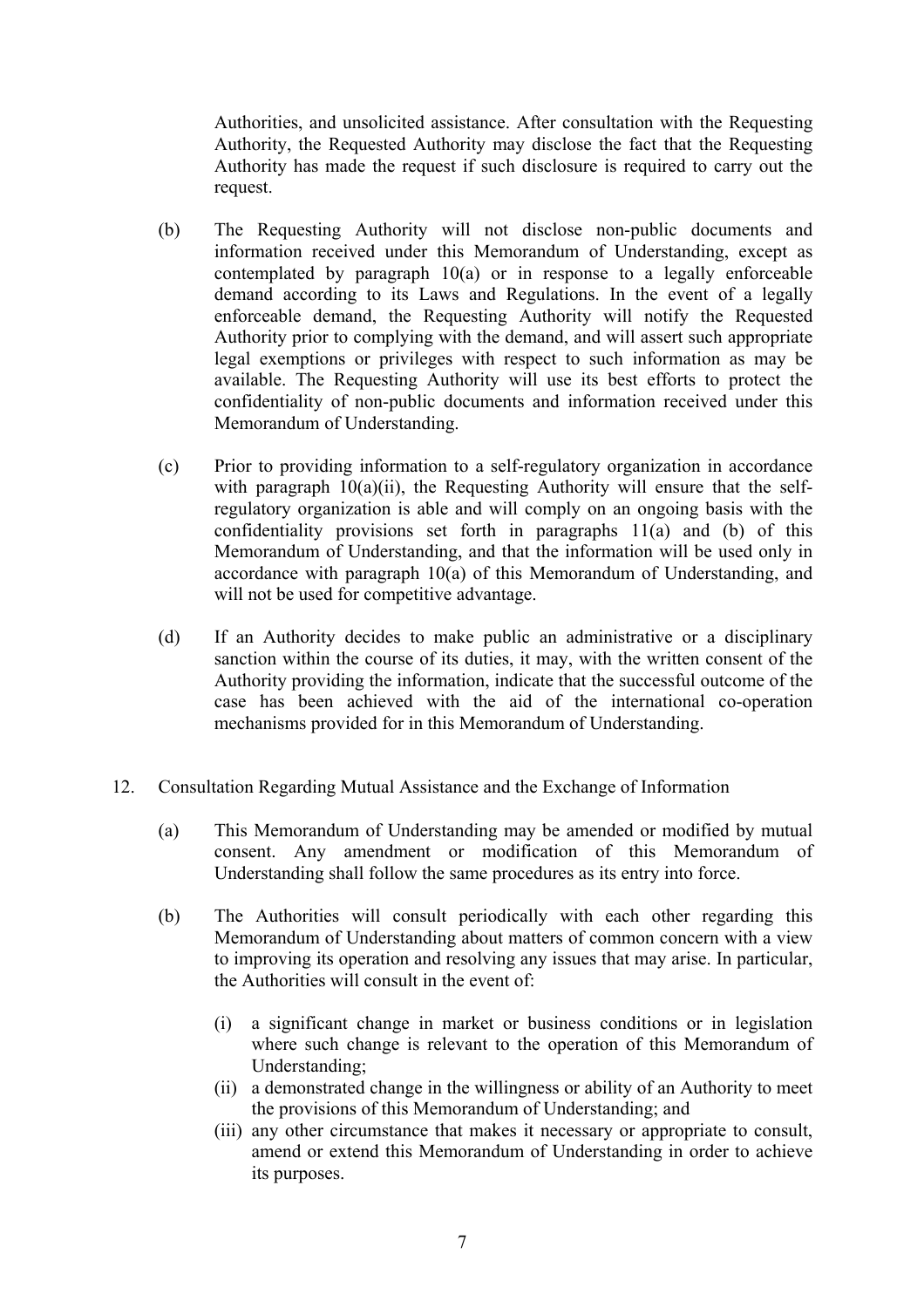Authorities, and unsolicited assistance. After consultation with the Requesting Authority, the Requested Authority may disclose the fact that the Requesting Authority has made the request if such disclosure is required to carry out the request.

(b) The Requesting Authority will not disclose non-public documents and information received under this Memorandum of Understanding, except as contemplated by paragraph 10(a) or in response to a legally enforceable demand according to its Laws and Regulations. In the event of a legally enforceable demand, the Requesting Authority will notify the Requested Authority prior to complying with the demand, and will assert such appropriate legal exemptions or privileges with respect to such information as may be available. The Requesting Authority will use its best efforts to protect the confidentiality of non-public documents and information received under this Memorandum of Understanding.

(c) Prior to providing information to a self-regulatory organization in accordance with paragraph 10(a)(ii), the Requesting Authority will ensure that the self-regulatory organization is able and will comply on an ongoing basis with the confidentiality provisions set forth in paragraphs 11(a) and (b) of this Memorandum of Understanding, and that the information will be used only in accordance with paragraph 10(a) of this Memorandum of Understanding, and will not be used for competitive advantage.

(d) If an Authority decides to make public an administrative or a disciplinary sanction within the course of its duties, it may, with the written consent of the Authority providing the information, indicate that the successful outcome of the case has been achieved with the aid of the international co-operation mechanisms provided for in this Memorandum of Understanding.

12. Consultation Regarding Mutual Assistance and the Exchange of Information

(a) This Memorandum of Understanding may be amended or modified by mutual consent. Any amendment or modification of this Memorandum of Understanding shall follow the same procedures as its entry into force.

(b) The Authorities will consult periodically with each other regarding this Memorandum of Understanding about matters of common concern with a view to improving its operation and resolving any issues that may arise. In particular, the Authorities will consult in the event of:

(i) a significant change in market or business conditions or in legislation where such change is relevant to the operation of this Memorandum of Understanding;
(ii) a demonstrated change in the willingness or ability of an Authority to meet the provisions of this Memorandum of Understanding; and
(iii) any other circumstance that makes it necessary or appropriate to consult, amend or extend this Memorandum of Understanding in order to achieve its purposes.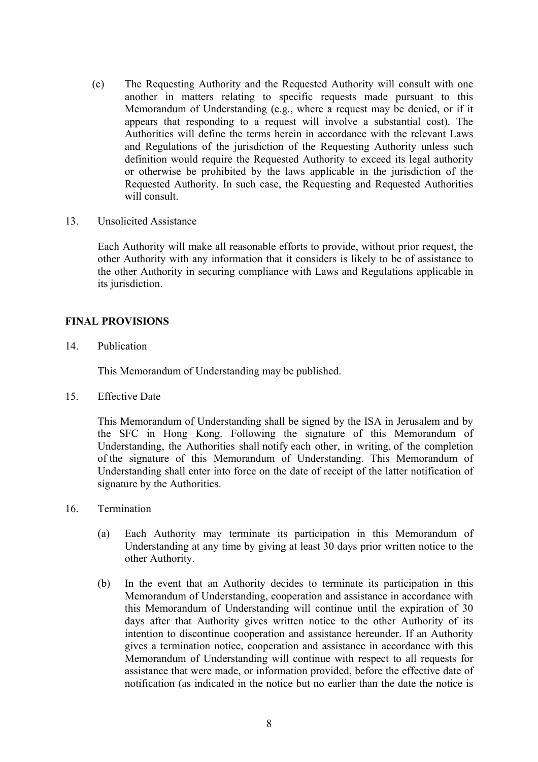(c) The Requesting Authority and the Requested Authority will consult with one another in matters relating to specific requests made pursuant to this Memorandum of Understanding (e.g., where a request may be denied, or if it appears that responding to a request will involve a substantial cost). The Authorities will define the terms herein in accordance with the relevant Laws and Regulations of the jurisdiction of the Requesting Authority unless such definition would require the Requested Authority to exceed its legal authority or otherwise be prohibited by the laws applicable in the jurisdiction of the Requested Authority. In such case, the Requesting and Requested Authorities will consult.

13. Unsolicited Assistance

Each Authority will make all reasonable efforts to provide, without prior request, the other Authority with any information that it considers is likely to be of assistance to the other Authority in securing compliance with Laws and Regulations applicable in its jurisdiction.

**FINAL PROVISIONS**

14. Publication

This Memorandum of Understanding may be published.

15. Effective Date

This Memorandum of Understanding shall be signed by the ISA in Jerusalem and by the SFC in Hong Kong. Following the signature of this Memorandum of Understanding, the Authorities shall notify each other, in writing, of the completion of the signature of this Memorandum of Understanding. This Memorandum of Understanding shall enter into force on the date of receipt of the latter notification of signature by the Authorities.

16. Termination

(a) Each Authority may terminate its participation in this Memorandum of Understanding at any time by giving at least 30 days prior written notice to the other Authority.

(b) In the event that an Authority decides to terminate its participation in this Memorandum of Understanding, cooperation and assistance in accordance with this Memorandum of Understanding will continue until the expiration of 30 days after that Authority gives written notice to the other Authority of its intention to discontinue cooperation and assistance hereunder. If an Authority gives a termination notice, cooperation and assistance in accordance with this Memorandum of Understanding will continue with respect to all requests for assistance that were made, or information provided, before the effective date of notification (as indicated in the notice but no earlier than the date the notice is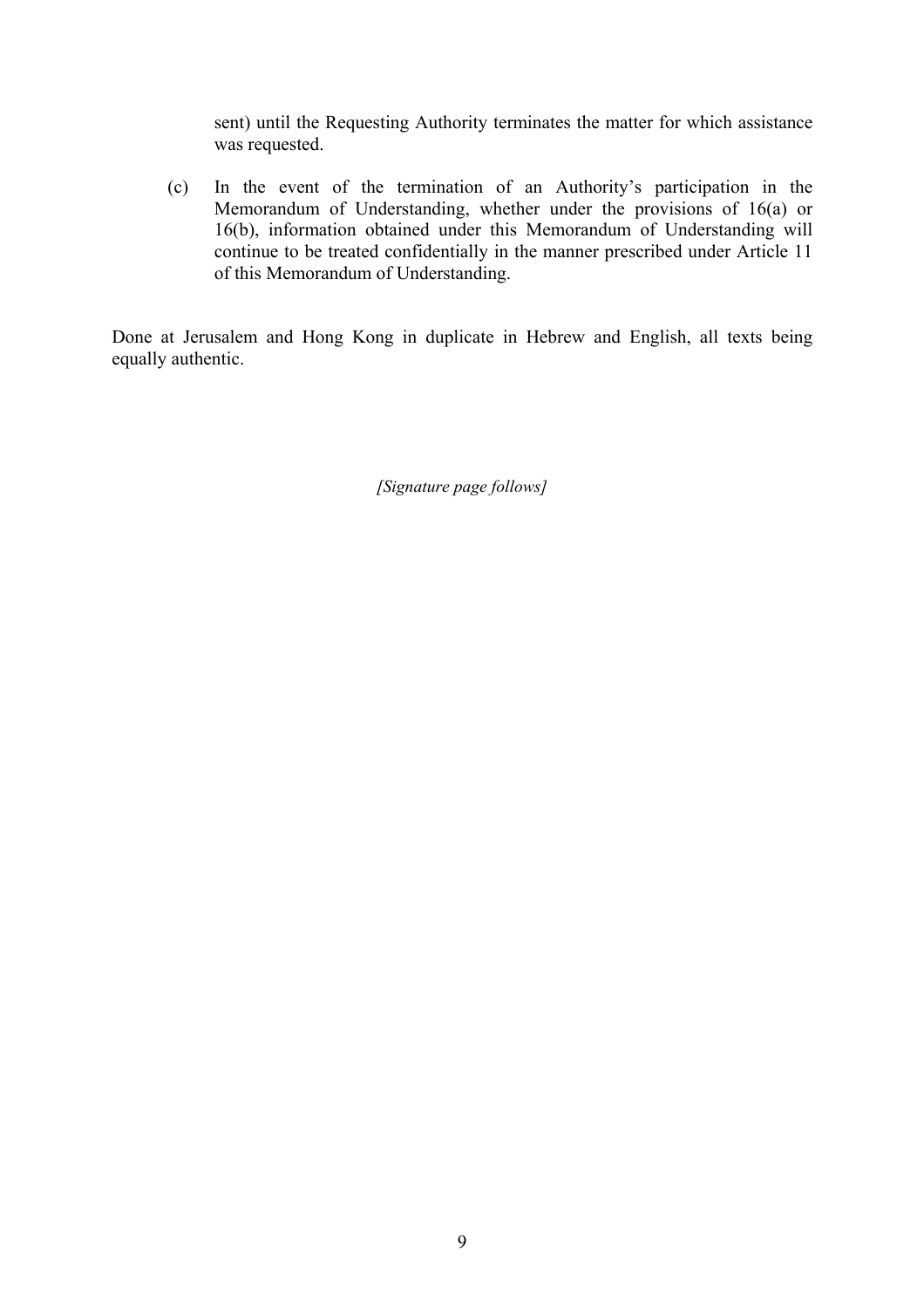sent) until the Requesting Authority terminates the matter for which assistance was requested.

(c) In the event of the termination of an Authority's participation in the Memorandum of Understanding, whether under the provisions of 16(a) or 16(b), information obtained under this Memorandum of Understanding will continue to be treated confidentially in the manner prescribed under Article 11 of this Memorandum of Understanding.

Done at Jerusalem and Hong Kong in duplicate in Hebrew and English, all texts being equally authentic.

*[Signature page follows]*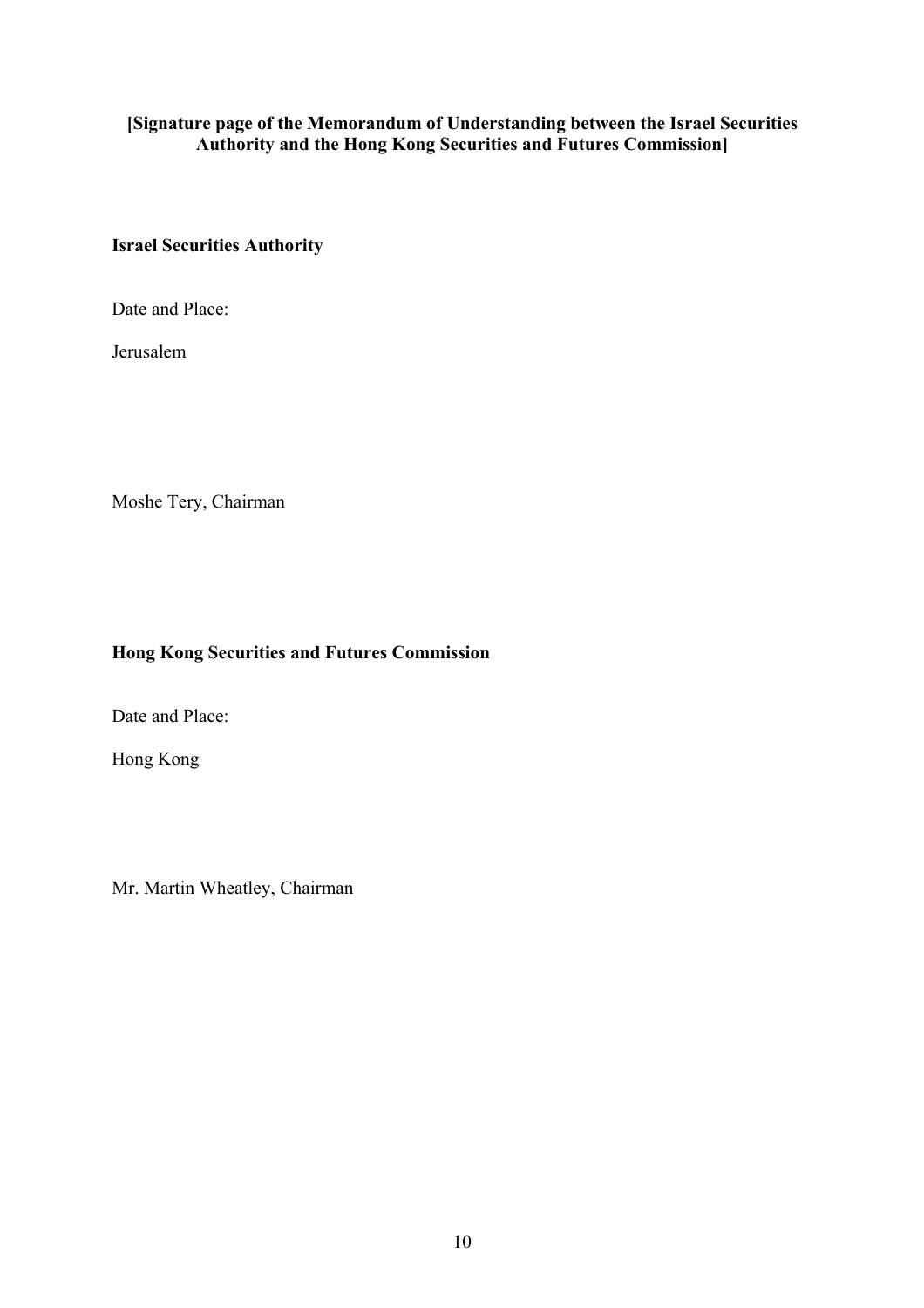**[Signature page of the Memorandum of Understanding between the Israel Securities Authority and the Hong Kong Securities and Futures Commission]**

**Israel Securities Authority**

Date and Place:

Jerusalem

Moshe Tery, Chairman

**Hong Kong Securities and Futures Commission**

Date and Place:

Hong Kong

Mr. Martin Wheatley, Chairman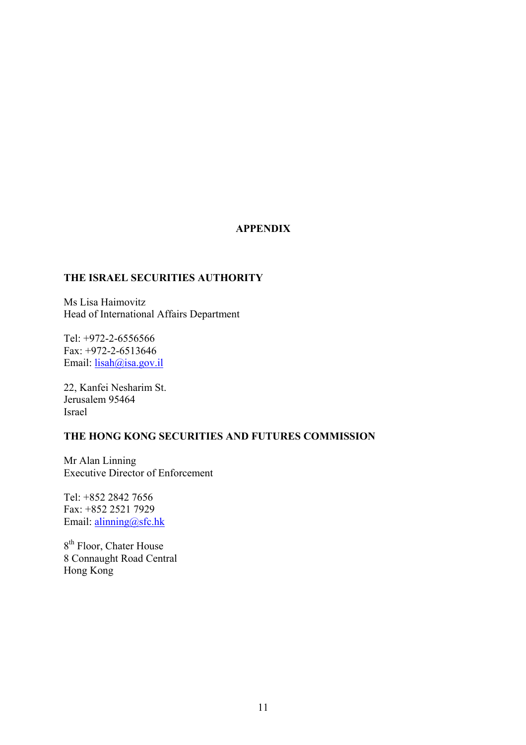# APPENDIX

## THE ISRAEL SECURITIES AUTHORITY

Ms Lisa Haimovitz
Head of International Affairs Department

Tel: +972-2-6556566
Fax: +972-2-6513646
Email: lisah@isa.gov.il

22, Kanfei Nesharim St.
Jerusalem 95464
Israel

## THE HONG KONG SECURITIES AND FUTURES COMMISSION

Mr Alan Linning
Executive Director of Enforcement

Tel: +852 2842 7656
Fax: +852 2521 7929
Email: alinning@sfc.hk

8th Floor, Chater House
8 Connaught Road Central
Hong Kong